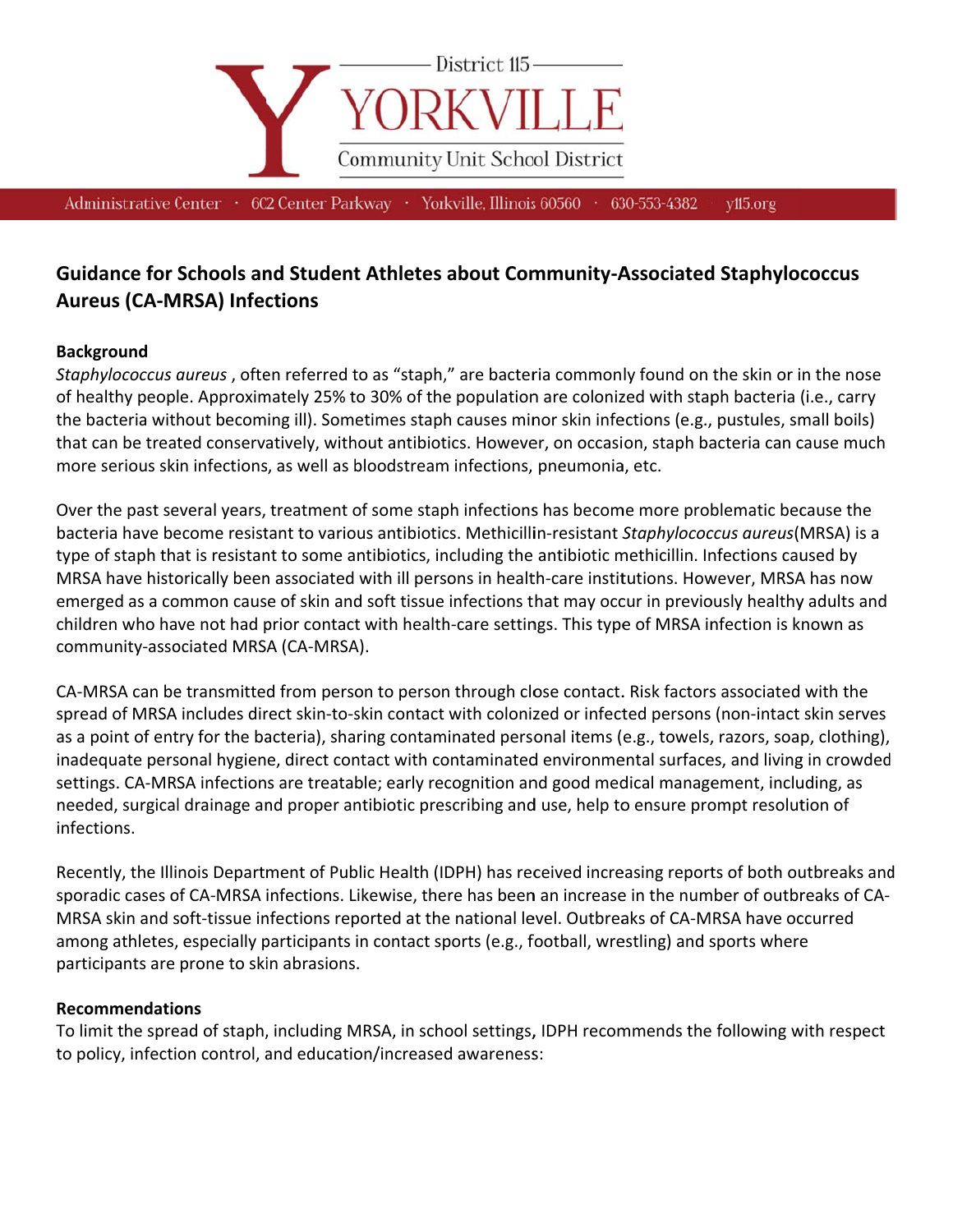District 115

YORKVILLE

Community Unit School District

Administrative Center · 602 Center Parkway · Yorkville, Illinois 60560 · 630-553-4382 · y115.org

## Guidance for Schools and Student Athletes about Community-Associated Staphylococcus Aureus (CA-MRSA) Infections

**Background**

*Staphylococcus aureus* , often referred to as "staph," are bacteria commonly found on the skin or in the nose of healthy people. Approximately 25% to 30% of the population are colonized with staph bacteria (i.e., carry the bacteria without becoming ill). Sometimes staph causes minor skin infections (e.g., pustules, small boils) that can be treated conservatively, without antibiotics. However, on occasion, staph bacteria can cause much more serious skin infections, as well as bloodstream infections, pneumonia, etc.

Over the past several years, treatment of some staph infections has become more problematic because the bacteria have become resistant to various antibiotics. Methicillin-resistant *Staphylococcus aureus*(MRSA) is a type of staph that is resistant to some antibiotics, including the antibiotic methicillin. Infections caused by MRSA have historically been associated with ill persons in health-care institutions. However, MRSA has now emerged as a common cause of skin and soft tissue infections that may occur in previously healthy adults and children who have not had prior contact with health-care settings. This type of MRSA infection is known as community-associated MRSA (CA-MRSA).

CA-MRSA can be transmitted from person to person through close contact. Risk factors associated with the spread of MRSA includes direct skin-to-skin contact with colonized or infected persons (non-intact skin serves as a point of entry for the bacteria), sharing contaminated personal items (e.g., towels, razors, soap, clothing), inadequate personal hygiene, direct contact with contaminated environmental surfaces, and living in crowded settings. CA-MRSA infections are treatable; early recognition and good medical management, including, as needed, surgical drainage and proper antibiotic prescribing and use, help to ensure prompt resolution of infections.

Recently, the Illinois Department of Public Health (IDPH) has received increasing reports of both outbreaks and sporadic cases of CA-MRSA infections. Likewise, there has been an increase in the number of outbreaks of CA-MRSA skin and soft-tissue infections reported at the national level. Outbreaks of CA-MRSA have occurred among athletes, especially participants in contact sports (e.g., football, wrestling) and sports where participants are prone to skin abrasions.

**Recommendations**

To limit the spread of staph, including MRSA, in school settings, IDPH recommends the following with respect to policy, infection control, and education/increased awareness: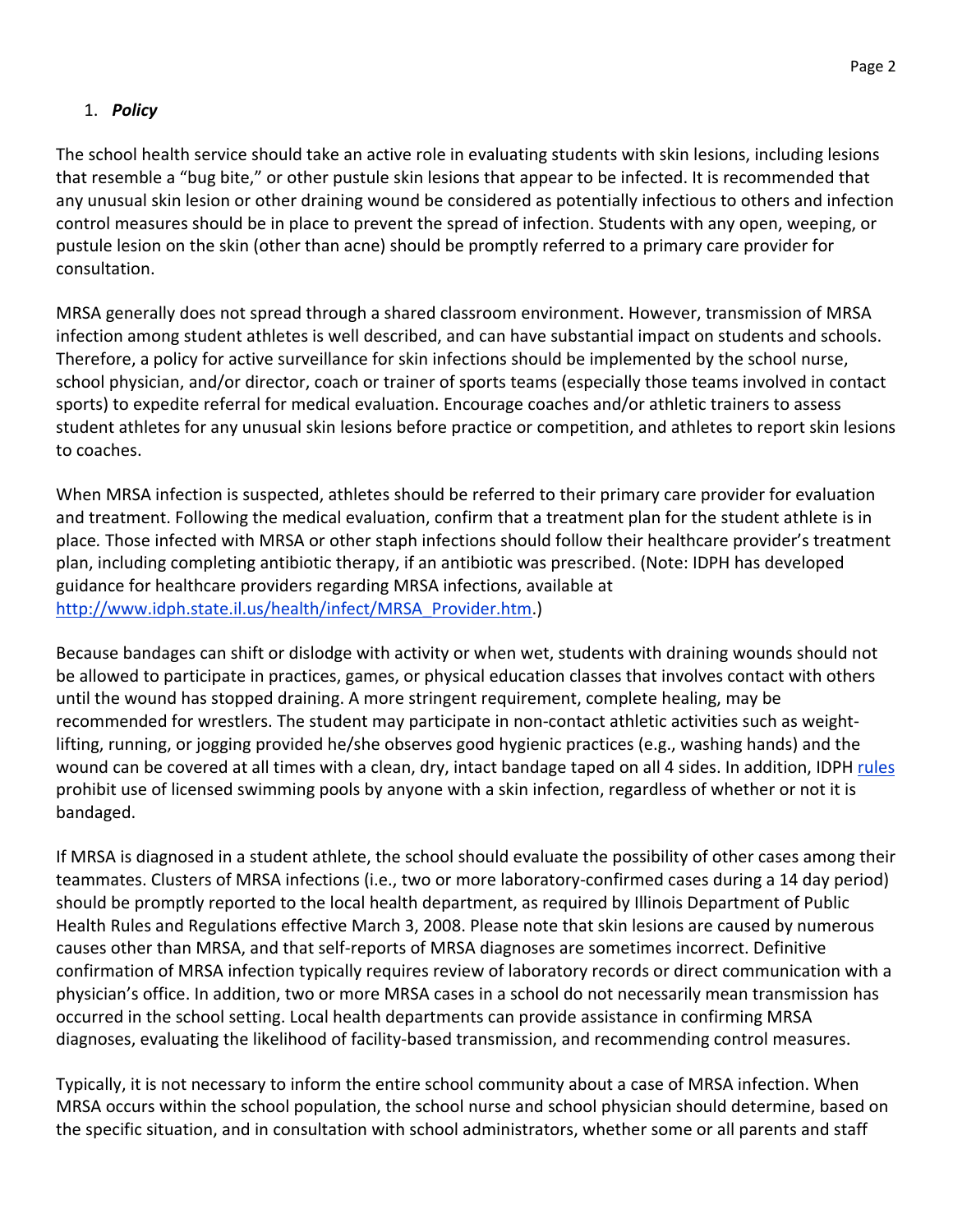1. ***Policy***

The school health service should take an active role in evaluating students with skin lesions, including lesions that resemble a "bug bite," or other pustule skin lesions that appear to be infected. It is recommended that any unusual skin lesion or other draining wound be considered as potentially infectious to others and infection control measures should be in place to prevent the spread of infection. Students with any open, weeping, or pustule lesion on the skin (other than acne) should be promptly referred to a primary care provider for consultation.

MRSA generally does not spread through a shared classroom environment. However, transmission of MRSA infection among student athletes is well described, and can have substantial impact on students and schools. Therefore, a policy for active surveillance for skin infections should be implemented by the school nurse, school physician, and/or director, coach or trainer of sports teams (especially those teams involved in contact sports) to expedite referral for medical evaluation. Encourage coaches and/or athletic trainers to assess student athletes for any unusual skin lesions before practice or competition, and athletes to report skin lesions to coaches.

When MRSA infection is suspected, athletes should be referred to their primary care provider for evaluation and treatment. Following the medical evaluation, confirm that a treatment plan for the student athlete is in place. Those infected with MRSA or other staph infections should follow their healthcare provider's treatment plan, including completing antibiotic therapy, if an antibiotic was prescribed. (Note: IDPH has developed guidance for healthcare providers regarding MRSA infections, available at [http://www.idph.state.il.us/health/infect/MRSA_Provider.htm](http://www.idph.state.il.us/health/infect/MRSA_Provider.htm).)

Because bandages can shift or dislodge with activity or when wet, students with draining wounds should not be allowed to participate in practices, games, or physical education classes that involves contact with others until the wound has stopped draining. A more stringent requirement, complete healing, may be recommended for wrestlers. The student may participate in non-contact athletic activities such as weight-lifting, running, or jogging provided he/she observes good hygienic practices (e.g., washing hands) and the wound can be covered at all times with a clean, dry, intact bandage taped on all 4 sides. In addition, IDPH rules prohibit use of licensed swimming pools by anyone with a skin infection, regardless of whether or not it is bandaged.

If MRSA is diagnosed in a student athlete, the school should evaluate the possibility of other cases among their teammates. Clusters of MRSA infections (i.e., two or more laboratory-confirmed cases during a 14 day period) should be promptly reported to the local health department, as required by Illinois Department of Public Health Rules and Regulations effective March 3, 2008. Please note that skin lesions are caused by numerous causes other than MRSA, and that self-reports of MRSA diagnoses are sometimes incorrect. Definitive confirmation of MRSA infection typically requires review of laboratory records or direct communication with a physician's office. In addition, two or more MRSA cases in a school do not necessarily mean transmission has occurred in the school setting. Local health departments can provide assistance in confirming MRSA diagnoses, evaluating the likelihood of facility-based transmission, and recommending control measures.

Typically, it is not necessary to inform the entire school community about a case of MRSA infection. When MRSA occurs within the school population, the school nurse and school physician should determine, based on the specific situation, and in consultation with school administrators, whether some or all parents and staff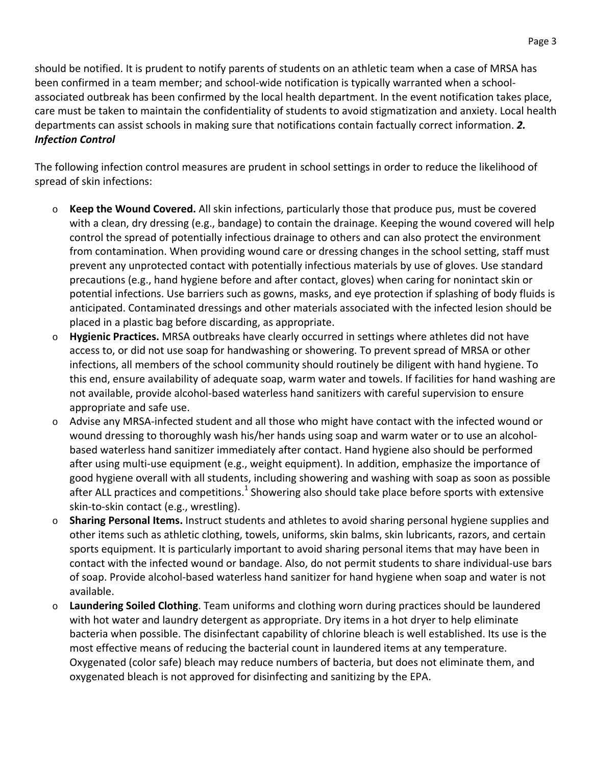should be notified. It is prudent to notify parents of students on an athletic team when a case of MRSA has been confirmed in a team member; and school-wide notification is typically warranted when a school-associated outbreak has been confirmed by the local health department. In the event notification takes place, care must be taken to maintain the confidentiality of students to avoid stigmatization and anxiety. Local health departments can assist schools in making sure that notifications contain factually correct information.

### ***2. Infection Control***

The following infection control measures are prudent in school settings in order to reduce the likelihood of spread of skin infections:

- **Keep the Wound Covered.** All skin infections, particularly those that produce pus, must be covered with a clean, dry dressing (e.g., bandage) to contain the drainage. Keeping the wound covered will help control the spread of potentially infectious drainage to others and can also protect the environment from contamination. When providing wound care or dressing changes in the school setting, staff must prevent any unprotected contact with potentially infectious materials by use of gloves. Use standard precautions (e.g., hand hygiene before and after contact, gloves) when caring for nonintact skin or potential infections. Use barriers such as gowns, masks, and eye protection if splashing of body fluids is anticipated. Contaminated dressings and other materials associated with the infected lesion should be placed in a plastic bag before discarding, as appropriate.
- **Hygienic Practices.** MRSA outbreaks have clearly occurred in settings where athletes did not have access to, or did not use soap for handwashing or showering. To prevent spread of MRSA or other infections, all members of the school community should routinely be diligent with hand hygiene. To this end, ensure availability of adequate soap, warm water and towels. If facilities for hand washing are not available, provide alcohol-based waterless hand sanitizers with careful supervision to ensure appropriate and safe use.
- Advise any MRSA-infected student and all those who might have contact with the infected wound or wound dressing to thoroughly wash his/her hands using soap and warm water or to use an alcohol-based waterless hand sanitizer immediately after contact. Hand hygiene also should be performed after using multi-use equipment (e.g., weight equipment). In addition, emphasize the importance of good hygiene overall with all students, including showering and washing with soap as soon as possible after ALL practices and competitions.[1] Showering also should take place before sports with extensive skin-to-skin contact (e.g., wrestling).
- **Sharing Personal Items.** Instruct students and athletes to avoid sharing personal hygiene supplies and other items such as athletic clothing, towels, uniforms, skin balms, skin lubricants, razors, and certain sports equipment. It is particularly important to avoid sharing personal items that may have been in contact with the infected wound or bandage. Also, do not permit students to share individual-use bars of soap. Provide alcohol-based waterless hand sanitizer for hand hygiene when soap and water is not available.
- **Laundering Soiled Clothing**. Team uniforms and clothing worn during practices should be laundered with hot water and laundry detergent as appropriate. Dry items in a hot dryer to help eliminate bacteria when possible. The disinfectant capability of chlorine bleach is well established. Its use is the most effective means of reducing the bacterial count in laundered items at any temperature. Oxygenated (color safe) bleach may reduce numbers of bacteria, but does not eliminate them, and oxygenated bleach is not approved for disinfecting and sanitizing by the EPA.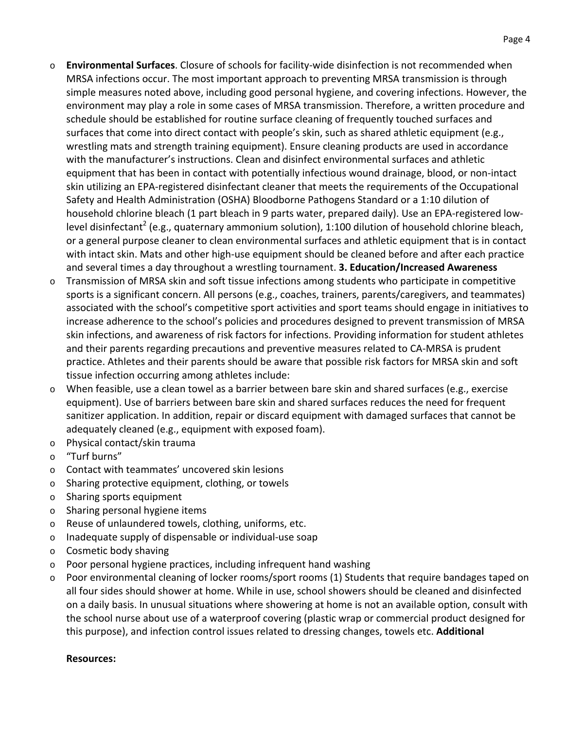- **Environmental Surfaces**. Closure of schools for facility-wide disinfection is not recommended when MRSA infections occur. The most important approach to preventing MRSA transmission is through simple measures noted above, including good personal hygiene, and covering infections. However, the environment may play a role in some cases of MRSA transmission. Therefore, a written procedure and schedule should be established for routine surface cleaning of frequently touched surfaces and surfaces that come into direct contact with people's skin, such as shared athletic equipment (e.g., wrestling mats and strength training equipment). Ensure cleaning products are used in accordance with the manufacturer's instructions. Clean and disinfect environmental surfaces and athletic equipment that has been in contact with potentially infectious wound drainage, blood, or non-intact skin utilizing an EPA-registered disinfectant cleaner that meets the requirements of the Occupational Safety and Health Administration (OSHA) Bloodborne Pathogens Standard or a 1:10 dilution of household chlorine bleach (1 part bleach in 9 parts water, prepared daily). Use an EPA-registered low-level disinfectant[2] (e.g., quaternary ammonium solution), 1:100 dilution of household chlorine bleach, or a general purpose cleaner to clean environmental surfaces and athletic equipment that is in contact with intact skin. Mats and other high-use equipment should be cleaned before and after each practice and several times a day throughout a wrestling tournament. **3. Education/Increased Awareness**
- Transmission of MRSA skin and soft tissue infections among students who participate in competitive sports is a significant concern. All persons (e.g., coaches, trainers, parents/caregivers, and teammates) associated with the school's competitive sport activities and sport teams should engage in initiatives to increase adherence to the school's policies and procedures designed to prevent transmission of MRSA skin infections, and awareness of risk factors for infections. Providing information for student athletes and their parents regarding precautions and preventive measures related to CA-MRSA is prudent practice. Athletes and their parents should be aware that possible risk factors for MRSA skin and soft tissue infection occurring among athletes include:
- When feasible, use a clean towel as a barrier between bare skin and shared surfaces (e.g., exercise equipment). Use of barriers between bare skin and shared surfaces reduces the need for frequent sanitizer application. In addition, repair or discard equipment with damaged surfaces that cannot be adequately cleaned (e.g., equipment with exposed foam).
- Physical contact/skin trauma
- "Turf burns"
- Contact with teammates' uncovered skin lesions
- Sharing protective equipment, clothing, or towels
- Sharing sports equipment
- Sharing personal hygiene items
- Reuse of unlaundered towels, clothing, uniforms, etc.
- Inadequate supply of dispensable or individual-use soap
- Cosmetic body shaving
- Poor personal hygiene practices, including infrequent hand washing
- Poor environmental cleaning of locker rooms/sport rooms (1) Students that require bandages taped on all four sides should shower at home. While in use, school showers should be cleaned and disinfected on a daily basis. In unusual situations where showering at home is not an available option, consult with the school nurse about use of a waterproof covering (plastic wrap or commercial product designed for this purpose), and infection control issues related to dressing changes, towels etc. **Additional**

**Resources:**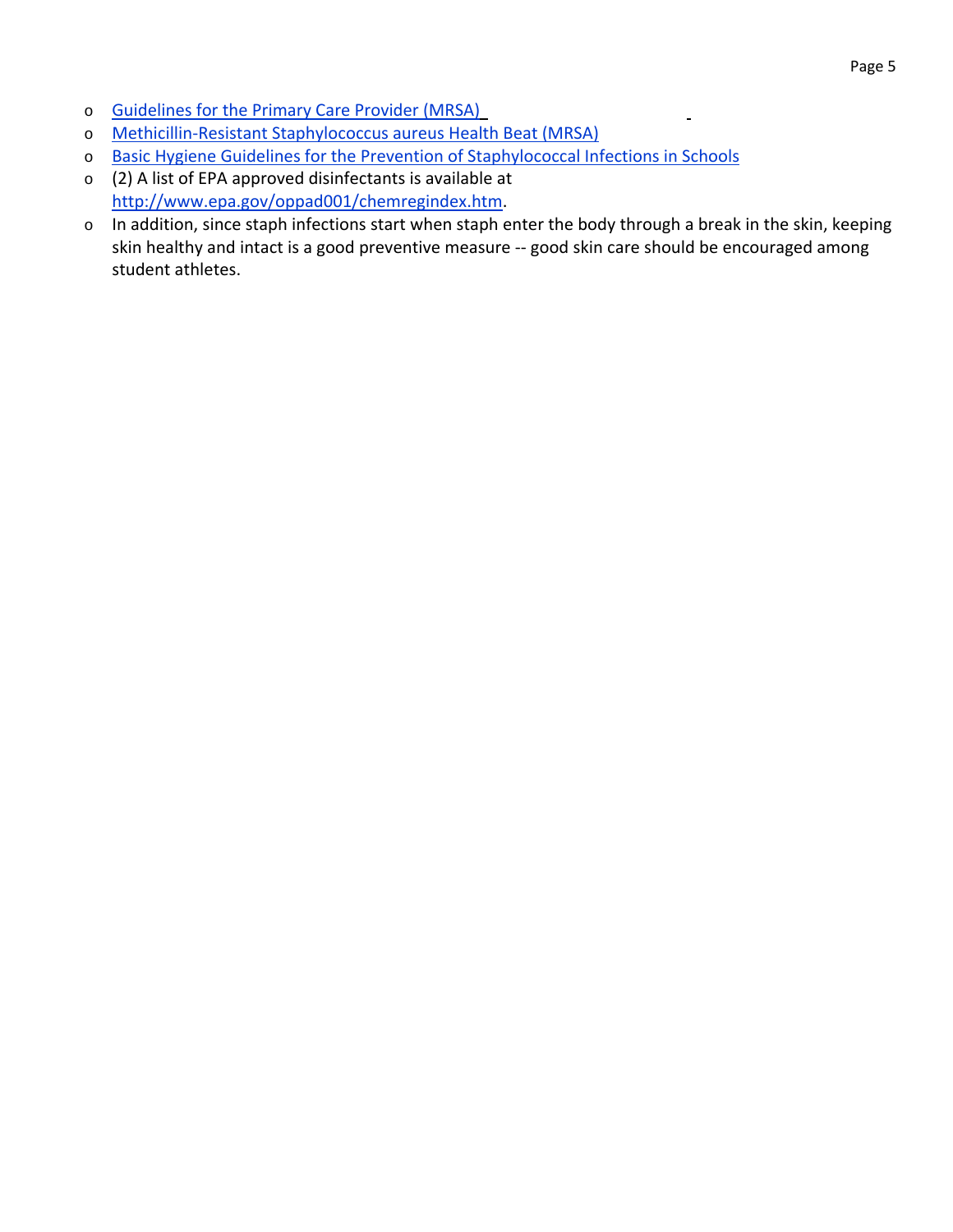- [Guidelines for the Primary Care Provider (MRSA)]()
- [Methicillin-Resistant Staphylococcus aureus Health Beat (MRSA)]()
- [Basic Hygiene Guidelines for the Prevention of Staphylococcal Infections in Schools]()
- (2) A list of EPA approved disinfectants is available at [http://www.epa.gov/oppad001/chemregindex.htm](http://www.epa.gov/oppad001/chemregindex.htm).
- In addition, since staph infections start when staph enter the body through a break in the skin, keeping skin healthy and intact is a good preventive measure -- good skin care should be encouraged among student athletes.